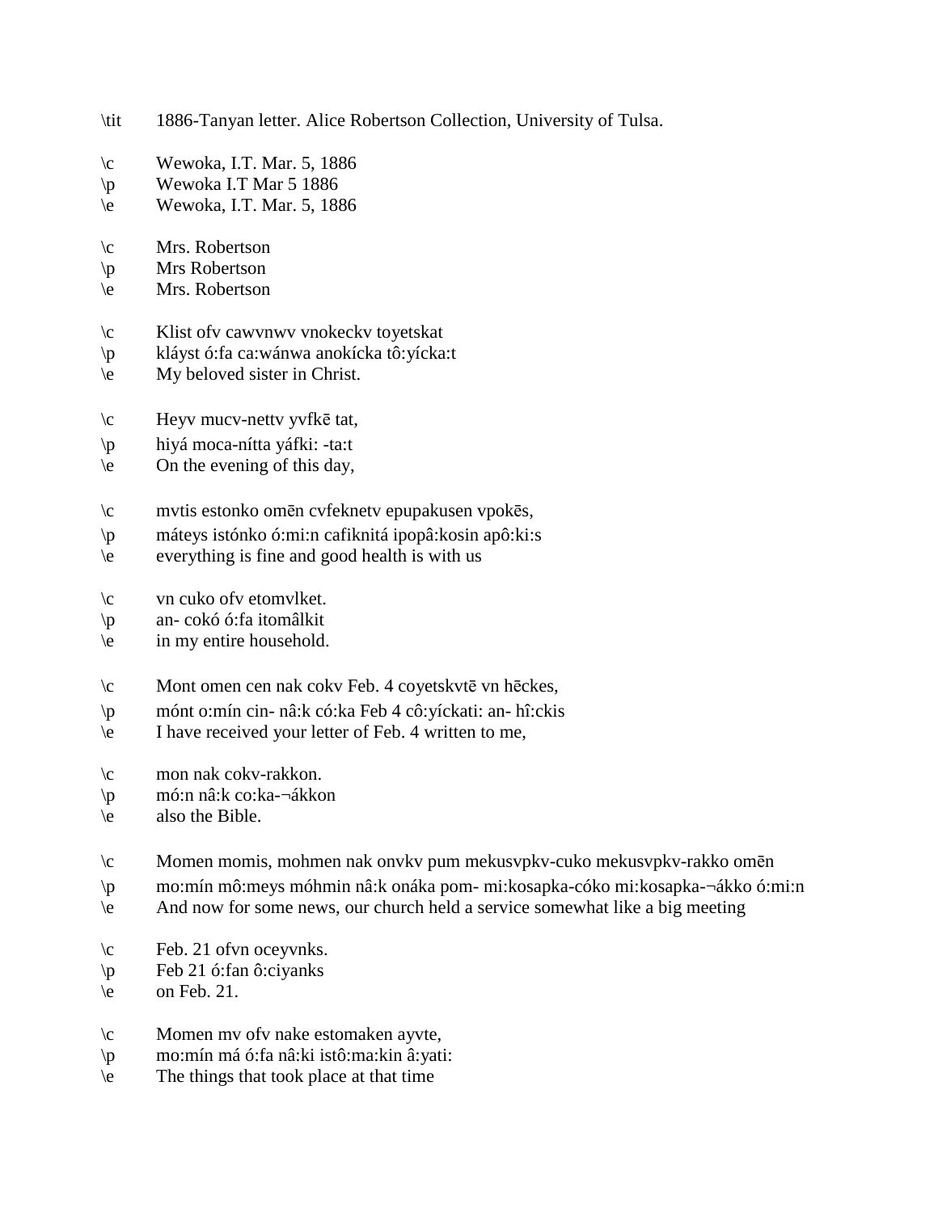\tit	1886-Tanyan letter. Alice Robertson Collection, University of Tulsa.

\c	Wewoka, I.T. Mar. 5, 1886
\p	Wewoka I.T Mar 5 1886
\e	Wewoka, I.T. Mar. 5, 1886

\c	Mrs. Robertson
\p	Mrs Robertson
\e	Mrs. Robertson

\c	Klist ofv cawvnwv vnokeckv toyetskat
\p	kláyst ó:fa ca:wánwa anokícka tô:yícka:t
\e	My beloved sister in Christ.

\c	Heyv mucv-nettv yvfkē tat,
\p	hiyá moca-nítta yáfki: -ta:t
\e	On the evening of this day,

\c	mvtis estonko omēn cvfeknetv epupakusen vpokēs,
\p	máteys istónko ó:mi:n cafiknitá ipopâ:kosin apô:ki:s
\e	everything is fine and good health is with us

\c	vn cuko ofv etomvlket.
\p	an- cokó ó:fa itomâlkit
\e	in my entire household.

\c	Mont omen cen nak cokv Feb. 4 coyetskvtē vn hēckes,
\p	mónt o:mín cin- nâ:k có:ka Feb 4 cô:yíckati: an- hî:ckis
\e	I have received your letter of Feb. 4 written to me,

\c	mon nak cokv-rakkon.
\p	mó:n nâ:k co:ka-¬ákkon
\e	also the Bible.

\c	Momen momis, mohmen nak onvkv pum mekusvpkv-cuko mekusvpkv-rakko omēn
\p	mo:mín mô:meys móhmin nâ:k onáka pom- mi:kosapka-cóko mi:kosapka-¬ákko ó:mi:n
\e	And now for some news, our church held a service somewhat like a big meeting

\c	Feb. 21 ofvn oceyvnks.
\p	Feb 21 ó:fan ô:ciyanks
\e	on Feb. 21.

\c	Momen mv ofv nake estomaken ayvte,
\p	mo:mín má ó:fa nâ:ki istô:ma:kin â:yati:
\e	The things that took place at that time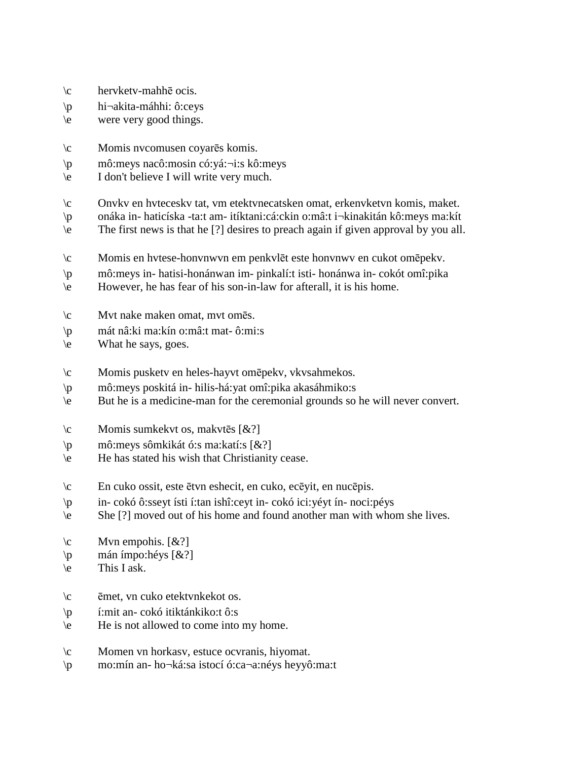\c hervketv-mahhē ocis.
\p hi¬akita-máhhi: ô:ceys
\e were very good things.

\c Momis nvcomusen coyarēs komis.
\p mô:meys nacô:mosin có:yá:¬i:s kô:meys
\e I don't believe I will write very much.

\c Onvkv en hvteceskv tat, vm etektvnecatsken omat, erkenvketvn komis, maket.
\p onáka in- haticíska -ta:t am- itíktani:cá:ckin o:mâ:t i¬kinakitán kô:meys ma:kít
\e The first news is that he [?] desires to preach again if given approval by you all.

\c Momis en hvtese-honvnwvn em penkvlēt este honvnwv en cukot omēpekv.
\p mô:meys in- hatisi-honánwan im- pinkalí:t isti- honánwa in- cokót omî:pika
\e However, he has fear of his son-in-law for afterall, it is his home.

\c Mvt nake maken omat, mvt omēs.
\p mát nâ:ki ma:kín o:mâ:t mat- ô:mi:s
\e What he says, goes.

\c Momis pusketv en heles-hayvt omēpekv, vkvsahmekos.
\p mô:meys poskitá in- hilis-há:yat omî:pika akasáhmiko:s
\e But he is a medicine-man for the ceremonial grounds so he will never convert.

\c Momis sumkekvt os, makvtēs [&?]
\p mô:meys sômkikát ó:s ma:katí:s [&?]
\e He has stated his wish that Christianity cease.

\c En cuko ossit, este ētvn eshecit, en cuko, ecēyit, en nucēpis.
\p in- cokó ô:sseyt ísti í:tan ishî:ceyt in- cokó ici:yéyt ín- noci:péys
\e She [?] moved out of his home and found another man with whom she lives.

\c Mvn empohis. [&?]
\p mán ímpo:héys [&?]
\e This I ask.

\c ēmet, vn cuko etektvnkekot os.
\p í:mit an- cokó itiktánkiko:t ô:s
\e He is not allowed to come into my home.

\c Momen vn horkasv, estuce ocvranis, hiyomat.
\p mo:mín an- ho¬ká:sa istocí ó:ca¬a:néys heyyô:ma:t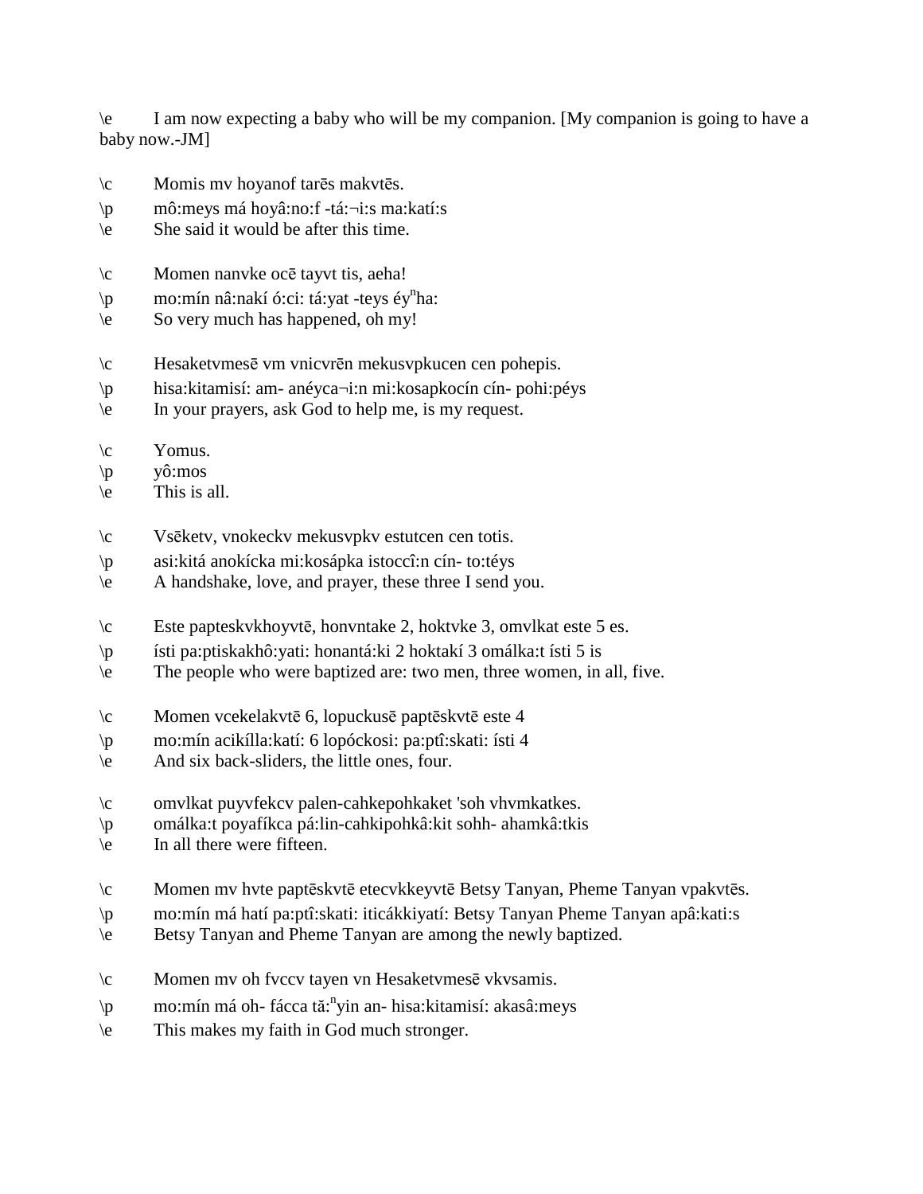\e I am now expecting a baby who will be my companion. [My companion is going to have a baby now.-JM]

\c Momis mv hoyanof tarēs makvtēs.
\p mô:meys má hoyâ:no:f -tá:¬i:s ma:katí:s
\e She said it would be after this time.

\c Momen nanvke ocē tayvt tis, aeha!
\p mo:mín nâ:nakí ó:ci: tá:yat -teys éy$^{n}$ha:
\e So very much has happened, oh my!

\c Hesaketvmesē vm vnicvrēn mekusvpkucen cen pohepis.
\p hisa:kitamisí: am- anéyca¬i:n mi:kosapkocín cín- pohi:péys
\e In your prayers, ask God to help me, is my request.

\c Yomus.
\p yô:mos
\e This is all.

\c Vsēketv, vnokeckv mekusvpkv estutcen cen totis.
\p asi:kitá anokícka mi:kosápka istoccî:n cín- to:téys
\e A handshake, love, and prayer, these three I send you.

\c Este papteskvkhoyvtē, honvntake 2, hoktvke 3, omvlkat este 5 es.
\p ísti pa:ptiskakhô:yati: honantá:ki 2 hoktakí 3 omálka:t ísti 5 is
\e The people who were baptized are: two men, three women, in all, five.

\c Momen vcekelakvtē 6, lopuckusē paptēskvtē este 4
\p mo:mín acikílla:katí: 6 lopóckosi: pa:ptî:skati: ísti 4
\e And six back-sliders, the little ones, four.

\c omvlkat puyvfekcv palen-cahkepohkaket 'soh vhvmkatkes.
\p omálka:t poyafíkca pá:lin-cahkipohkâ:kit sohh- ahamkâ:tkis
\e In all there were fifteen.

\c Momen mv hvte paptēskvtē etecvkkeyvtē Betsy Tanyan, Pheme Tanyan vpakvtēs.
\p mo:mín má hatí pa:ptî:skati: iticákkiyatí: Betsy Tanyan Pheme Tanyan apâ:kati:s
\e Betsy Tanyan and Pheme Tanyan are among the newly baptized.

\c Momen mv oh fvccv tayen vn Hesaketvmesē vkvsamis.
\p mo:mín má oh- fácca tă:$^{n}$yin an- hisa:kitamisí: akasâ:meys
\e This makes my faith in God much stronger.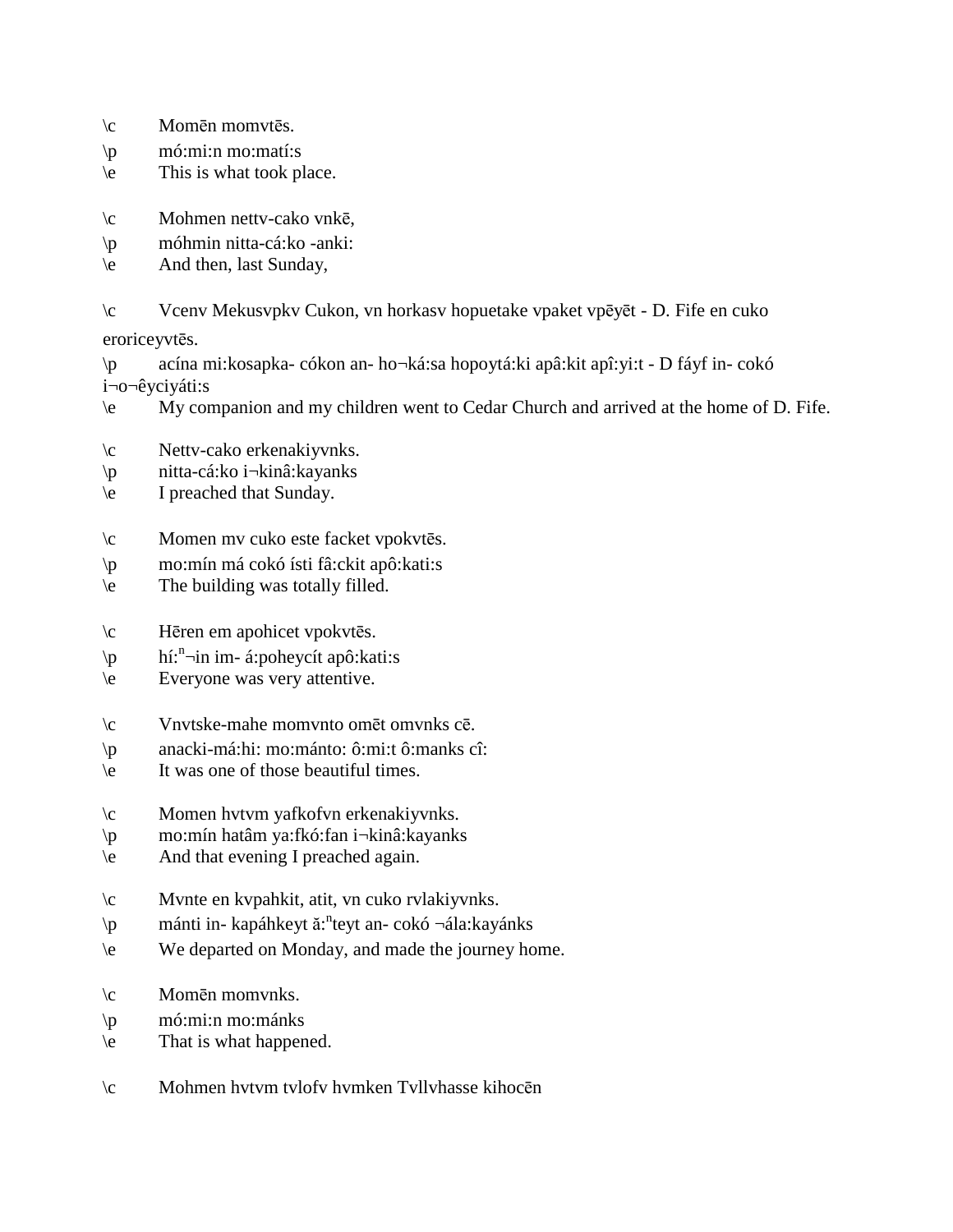\c	Momēn momvtēs.
\p	mó:mi:n mo:matí:s
\e	This is what took place.

\c	Mohmen nettv-cako vnkē,
\p	móhmin nitta-cá:ko -anki:
\e	And then, last Sunday,

\c	Vcenv Mekusvpkv Cukon, vn horkasv hopuetake vpaket vpēyēt - D. Fife en cuko eroriceyvtēs.
\p	acína mi:kosapka- cókon an- ho¬ká:sa hopoytá:ki apâ:kit apî:yi:t - D fáyf in- cokó i¬o¬êyciyáti:s
\e	My companion and my children went to Cedar Church and arrived at the home of D. Fife.

\c	Nettv-cako erkenakiyvnks.
\p	nitta-cá:ko i¬kinâ:kayanks
\e	I preached that Sunday.

\c	Momen mv cuko este facket vpokvtēs.
\p	mo:mín má cokó ísti fâ:ckit apô:kati:s
\e	The building was totally filled.

\c	Hēren em apohicet vpokvtēs.
\p	hí:ⁿ¬in im- á:poheycít apô:kati:s
\e	Everyone was very attentive.

\c	Vnvtske-mahe momvnto omēt omvnks cē.
\p	anacki-má:hi: mo:mánto: ô:mi:t ô:manks cî:
\e	It was one of those beautiful times.

\c	Momen hvtvm yafkofvn erkenakiyvnks.
\p	mo:mín hatâm ya:fkó:fan i¬kinâ:kayanks
\e	And that evening I preached again.

\c	Mvnte en kvpahkit, atit, vn cuko rvlakiyvnks.
\p	mánti in- kapáhkeyt ă:ⁿteyt an- cokó ¬ála:kayánks
\e	We departed on Monday, and made the journey home.

\c	Momēn momvnks.
\p	mó:mi:n mo:mánks
\e	That is what happened.

\c	Mohmen hvtvm tvlofv hvmken Tvllvhasse kihocēn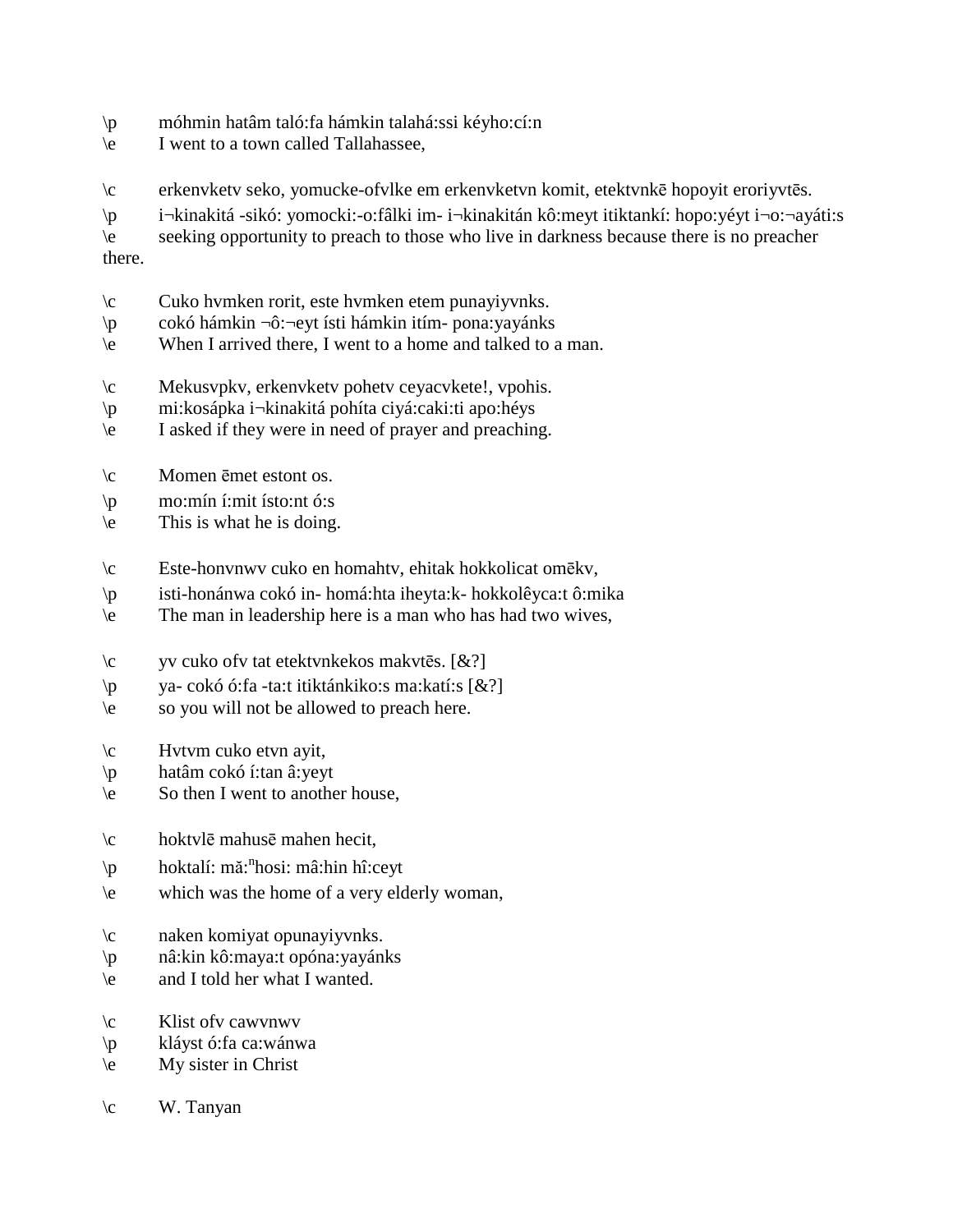\p	móhmin hatâm taló:fa hámkin talahá:ssi kéyho:cí:n
\e	I went to a town called Tallahassee,

\c	erkenvketv seko, yomucke-ofvlke em erkenvketvn komit, etektvnkē hopoyit eroriyvtēs.
\p	i¬kinakitá -sikó: yomocki:-o:fâlki im- i¬kinakitán kô:meyt itiktankí: hopo:yéyt i¬o:¬ayáti:s
\e	seeking opportunity to preach to those who live in darkness because there is no preacher there.

\c	Cuko hvmken rorit, este hvmken etem punayiyvnks.
\p	cokó hámkin ¬ô:¬eyt ísti hámkin itím- pona:yayánks
\e	When I arrived there, I went to a home and talked to a man.

\c	Mekusvpkv, erkenvketv pohetv ceyacvkete!, vpohis.
\p	mi:kosápka i¬kinakitá pohíta ciyá:caki:ti apo:héys
\e	I asked if they were in need of prayer and preaching.

\c	Momen ēmet estont os.
\p	mo:mín í:mit ísto:nt ó:s
\e	This is what he is doing.

\c	Este-honvnwv cuko en homahtv, ehitak hokkolicat omēkv,
\p	isti-honánwa cokó in- homá:hta iheyta:k- hokkolêyca:t ô:mika
\e	The man in leadership here is a man who has had two wives,

\c	yv cuko ofv tat etektvnkekos makvtēs. [&?]
\p	ya- cokó ó:fa -ta:t itiktánkiko:s ma:katí:s [&?]
\e	so you will not be allowed to preach here.

\c	Hvtvm cuko etvn ayit,
\p	hatâm cokó í:tan â:yeyt
\e	So then I went to another house,

\c	hoktvlē mahusē mahen hecit,
\p	hoktalí: mă:ⁿhosi: mâ:hin hî:ceyt
\e	which was the home of a very elderly woman,

\c	naken komiyat opunayiyvnks.
\p	nâ:kin kô:maya:t opóna:yayánks
\e	and I told her what I wanted.

\c	Klist ofv cawvnwv
\p	kláyst ó:fa ca:wánwa
\e	My sister in Christ

\c	W. Tanyan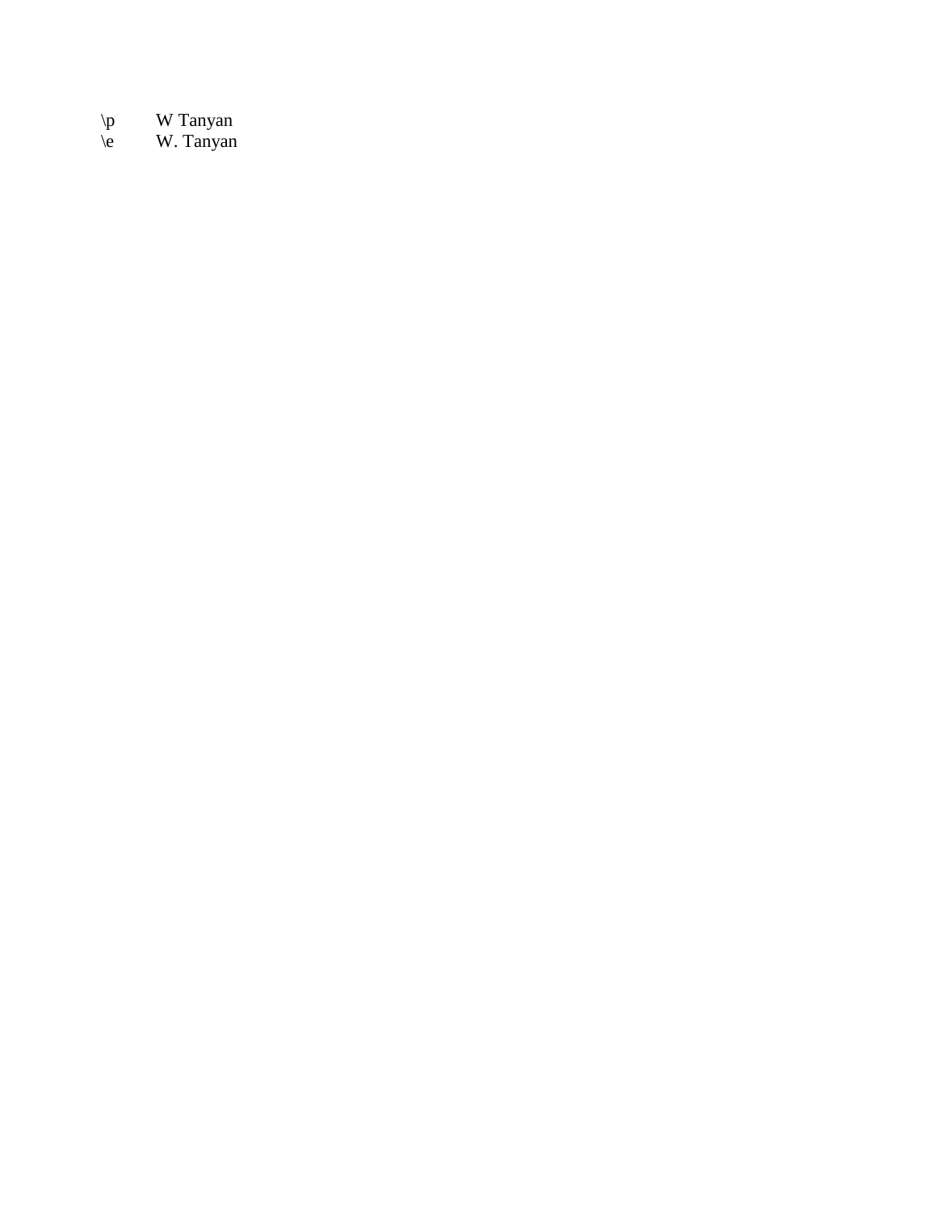\p W Tanyan
\e W. Tanyan